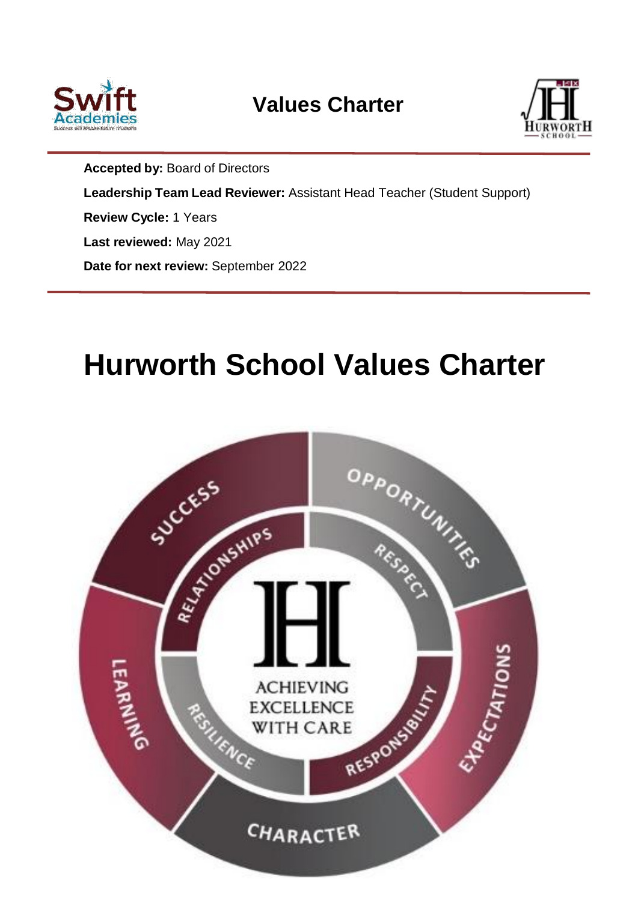# Values Charter

**Accepted by:** Board of Directors

**Leadership Team Lead Reviewer:** Assistant Head Teacher (Student Support)

**Review Cycle:** 1 Years

**Last reviewed:** May 2021

**Date for next review:** September 2022

# Hurworth School Values Charter

SUCCESS
OPPORTUNITIES
EXPECTATIONS
CHARACTER
LEARNING

RELATIONSHIPS
RESPECT
RESPONSIBILITY
RESILIENCE

ACHIEVING EXCELLENCE WITH CARE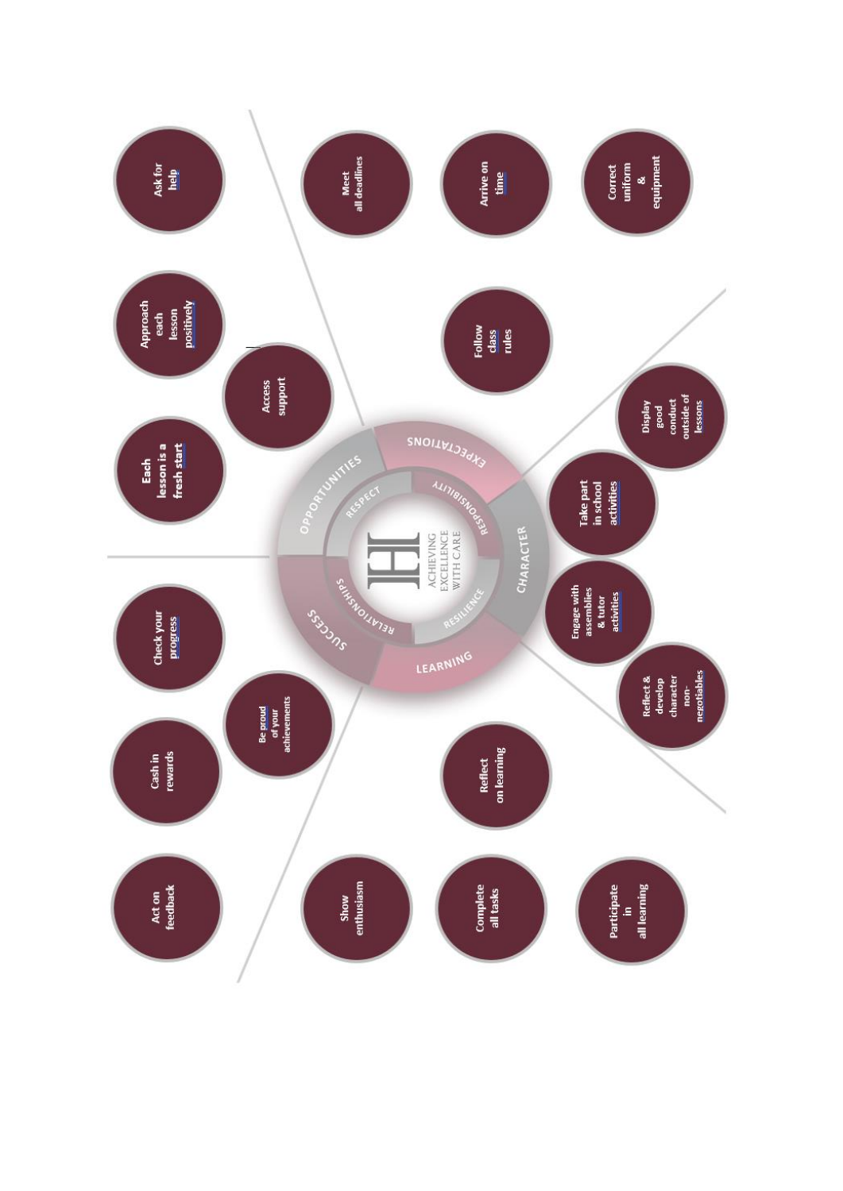ACHIEVING EXCELLENCE WITH CARE

RESPECT · RESPONSIBILITY · RESILIENCE · RELATIONSHIPS

## EXPECTATIONS

- Meet all deadlines
- Arrive on time
- Correct uniform & equipment
- Follow class rules

## CHARACTER

- Display good conduct outside of lessons
- Take part in school activities
- Engage with assemblies & tutor activities
- Reflect & develop character non-negotiables

## LEARNING

- Reflect on learning
- Show enthusiasm
- Complete all tasks
- Participate in all learning

## SUCCESS

- Check your progress
- Be proud of your achievements
- Cash in rewards
- Act on feedback

## OPPORTUNITIES

- Ask for help
- Approach each lesson positively
- Access support
- Each lesson is a fresh start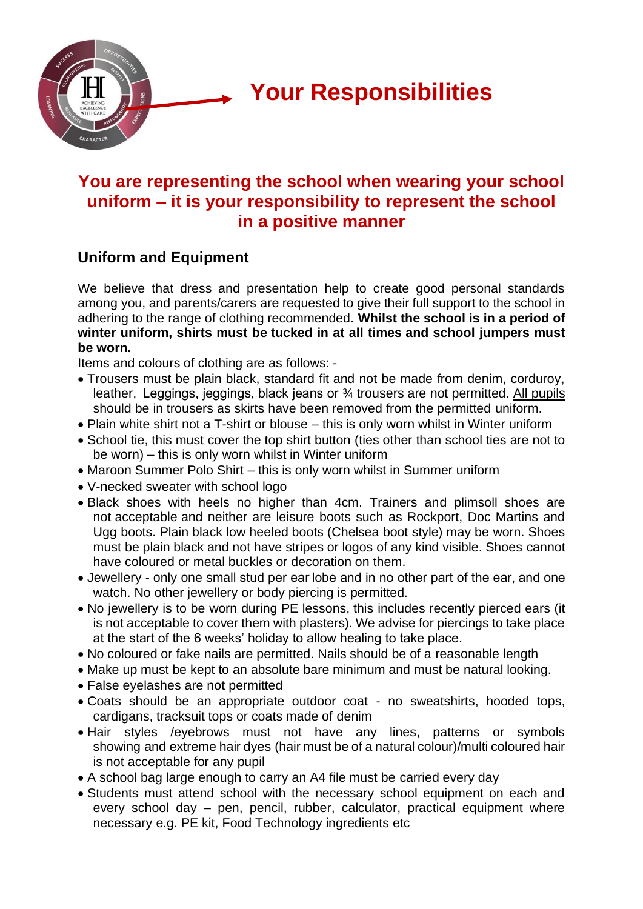# Your Responsibilities

## You are representing the school when wearing your school uniform – it is your responsibility to represent the school in a positive manner

### Uniform and Equipment

We believe that dress and presentation help to create good personal standards among you, and parents/carers are requested to give their full support to the school in adhering to the range of clothing recommended. **Whilst the school is in a period of winter uniform, shirts must be tucked in at all times and school jumpers must be worn.**

Items and colours of clothing are as follows: -

- Trousers must be plain black, standard fit and not be made from denim, corduroy, leather, Leggings, jeggings, black jeans or ¾ trousers are not permitted. <u>All pupils should be in trousers as skirts have been removed from the permitted uniform.</u>
- Plain white shirt not a T-shirt or blouse – this is only worn whilst in Winter uniform
- School tie, this must cover the top shirt button (ties other than school ties are not to be worn) – this is only worn whilst in Winter uniform
- Maroon Summer Polo Shirt – this is only worn whilst in Summer uniform
- V-necked sweater with school logo
- Black shoes with heels no higher than 4cm. Trainers and plimsoll shoes are not acceptable and neither are leisure boots such as Rockport, Doc Martins and Ugg boots. Plain black low heeled boots (Chelsea boot style) may be worn. Shoes must be plain black and not have stripes or logos of any kind visible. Shoes cannot have coloured or metal buckles or decoration on them.
- Jewellery - only one small stud per ear lobe and in no other part of the ear, and one watch. No other jewellery or body piercing is permitted.
- No jewellery is to be worn during PE lessons, this includes recently pierced ears (it is not acceptable to cover them with plasters). We advise for piercings to take place at the start of the 6 weeks' holiday to allow healing to take place.
- No coloured or fake nails are permitted. Nails should be of a reasonable length
- Make up must be kept to an absolute bare minimum and must be natural looking.
- False eyelashes are not permitted
- Coats should be an appropriate outdoor coat - no sweatshirts, hooded tops, cardigans, tracksuit tops or coats made of denim
- Hair styles /eyebrows must not have any lines, patterns or symbols showing and extreme hair dyes (hair must be of a natural colour)/multi coloured hair is not acceptable for any pupil
- A school bag large enough to carry an A4 file must be carried every day
- Students must attend school with the necessary school equipment on each and every school day – pen, pencil, rubber, calculator, practical equipment where necessary e.g. PE kit, Food Technology ingredients etc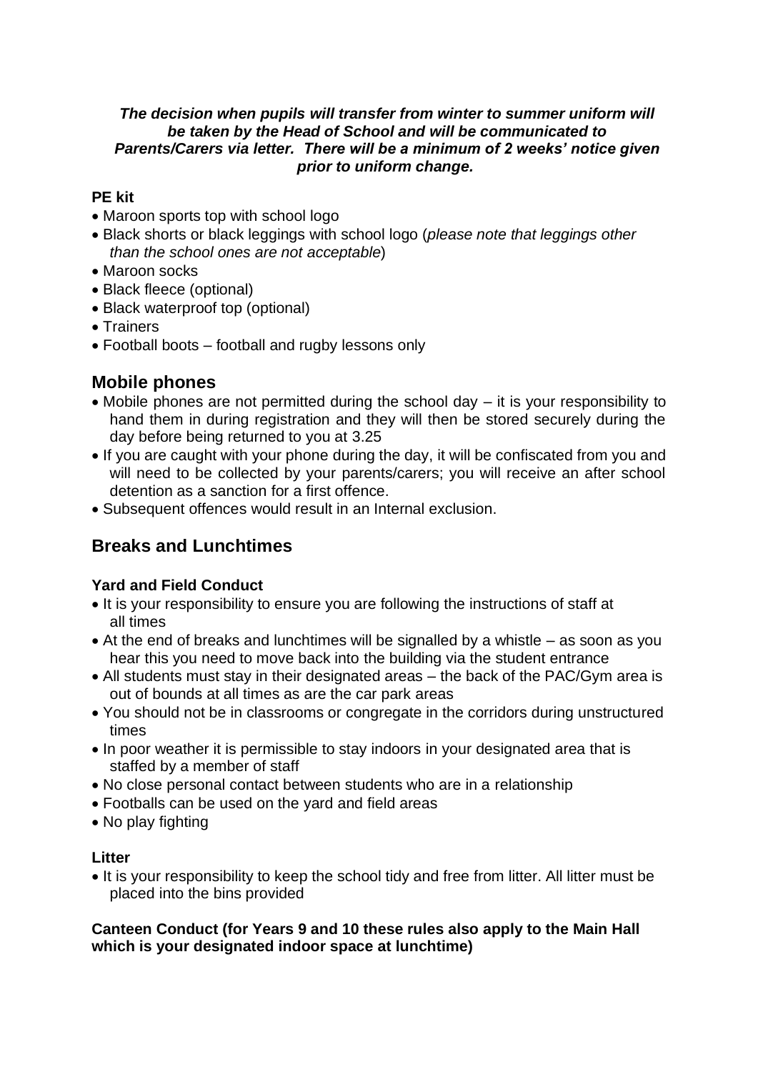***The decision when pupils will transfer from winter to summer uniform will be taken by the Head of School and will be communicated to Parents/Carers via letter. There will be a minimum of 2 weeks' notice given prior to uniform change.***

**PE kit**

- Maroon sports top with school logo
- Black shorts or black leggings with school logo (*please note that leggings other than the school ones are not acceptable*)
- Maroon socks
- Black fleece (optional)
- Black waterproof top (optional)
- Trainers
- Football boots – football and rugby lessons only

## Mobile phones

- Mobile phones are not permitted during the school day – it is your responsibility to hand them in during registration and they will then be stored securely during the day before being returned to you at 3.25
- If you are caught with your phone during the day, it will be confiscated from you and will need to be collected by your parents/carers; you will receive an after school detention as a sanction for a first offence.
- Subsequent offences would result in an Internal exclusion.

## Breaks and Lunchtimes

**Yard and Field Conduct**

- It is your responsibility to ensure you are following the instructions of staff at all times
- At the end of breaks and lunchtimes will be signalled by a whistle – as soon as you hear this you need to move back into the building via the student entrance
- All students must stay in their designated areas – the back of the PAC/Gym area is out of bounds at all times as are the car park areas
- You should not be in classrooms or congregate in the corridors during unstructured times
- In poor weather it is permissible to stay indoors in your designated area that is staffed by a member of staff
- No close personal contact between students who are in a relationship
- Footballs can be used on the yard and field areas
- No play fighting

**Litter**

- It is your responsibility to keep the school tidy and free from litter. All litter must be placed into the bins provided

**Canteen Conduct (for Years 9 and 10 these rules also apply to the Main Hall which is your designated indoor space at lunchtime)**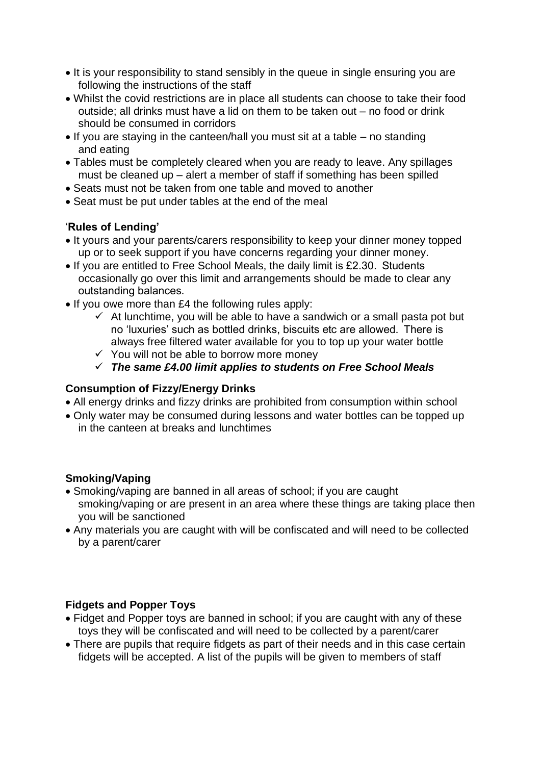- It is your responsibility to stand sensibly in the queue in single ensuring you are following the instructions of the staff
- Whilst the covid restrictions are in place all students can choose to take their food outside; all drinks must have a lid on them to be taken out – no food or drink should be consumed in corridors
- If you are staying in the canteen/hall you must sit at a table – no standing and eating
- Tables must be completely cleared when you are ready to leave. Any spillages must be cleaned up – alert a member of staff if something has been spilled
- Seats must not be taken from one table and moved to another
- Seat must be put under tables at the end of the meal

'**Rules of Lending'**

- It yours and your parents/carers responsibility to keep your dinner money topped up or to seek support if you have concerns regarding your dinner money.
- If you are entitled to Free School Meals, the daily limit is £2.30. Students occasionally go over this limit and arrangements should be made to clear any outstanding balances.
- If you owe more than £4 the following rules apply:
  - ✓ At lunchtime, you will be able to have a sandwich or a small pasta pot but no 'luxuries' such as bottled drinks, biscuits etc are allowed. There is always free filtered water available for you to top up your water bottle
  - ✓ You will not be able to borrow more money
  - ✓ ***The same £4.00 limit applies to students on Free School Meals***

**Consumption of Fizzy/Energy Drinks**

- All energy drinks and fizzy drinks are prohibited from consumption within school
- Only water may be consumed during lessons and water bottles can be topped up in the canteen at breaks and lunchtimes

**Smoking/Vaping**

- Smoking/vaping are banned in all areas of school; if you are caught smoking/vaping or are present in an area where these things are taking place then you will be sanctioned
- Any materials you are caught with will be confiscated and will need to be collected by a parent/carer

**Fidgets and Popper Toys**

- Fidget and Popper toys are banned in school; if you are caught with any of these toys they will be confiscated and will need to be collected by a parent/carer
- There are pupils that require fidgets as part of their needs and in this case certain fidgets will be accepted. A list of the pupils will be given to members of staff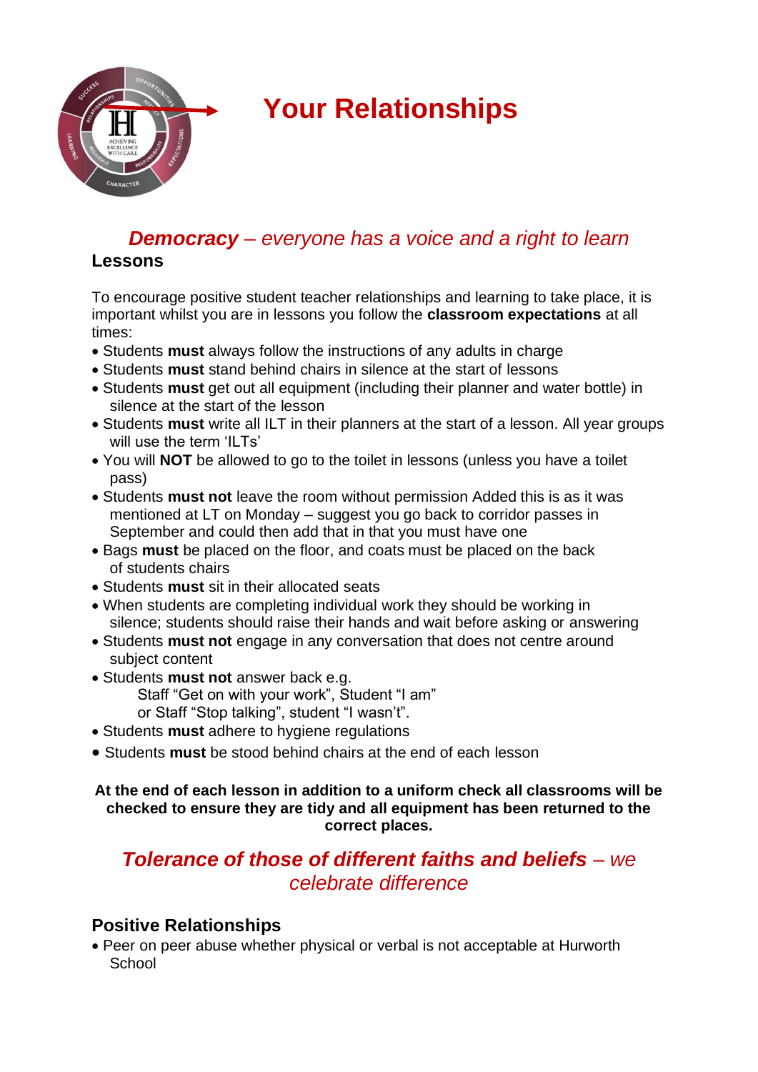# Your Relationships

## ***Democracy** – everyone has a voice and a right to learn*

### Lessons

To encourage positive student teacher relationships and learning to take place, it is important whilst you are in lessons you follow the **classroom expectations** at all times:

- Students **must** always follow the instructions of any adults in charge
- Students **must** stand behind chairs in silence at the start of lessons
- Students **must** get out all equipment (including their planner and water bottle) in silence at the start of the lesson
- Students **must** write all ILT in their planners at the start of a lesson. All year groups will use the term 'ILTs'
- You will **NOT** be allowed to go to the toilet in lessons (unless you have a toilet pass)
- Students **must not** leave the room without permission Added this is as it was mentioned at LT on Monday – suggest you go back to corridor passes in September and could then add that in that you must have one
- Bags **must** be placed on the floor, and coats must be placed on the back of students chairs
- Students **must** sit in their allocated seats
- When students are completing individual work they should be working in silence; students should raise their hands and wait before asking or answering
- Students **must not** engage in any conversation that does not centre around subject content
- Students **must not** answer back e.g.
  Staff "Get on with your work", Student "I am"
  or Staff "Stop talking", student "I wasn't".
- Students **must** adhere to hygiene regulations
- Students **must** be stood behind chairs at the end of each lesson

**At the end of each lesson in addition to a uniform check all classrooms will be checked to ensure they are tidy and all equipment has been returned to the correct places.**

## ***Tolerance of those of different faiths and beliefs** – we celebrate difference*

### Positive Relationships

- Peer on peer abuse whether physical or verbal is not acceptable at Hurworth School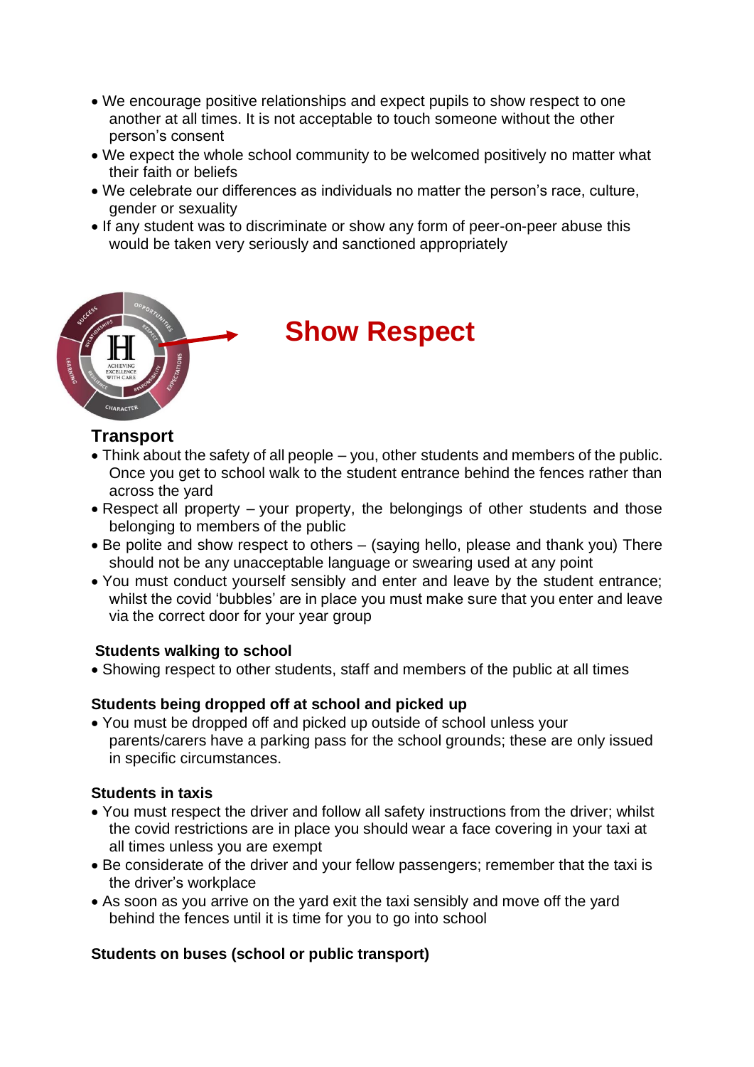- We encourage positive relationships and expect pupils to show respect to one another at all times. It is not acceptable to touch someone without the other person's consent
- We expect the whole school community to be welcomed positively no matter what their faith or beliefs
- We celebrate our differences as individuals no matter the person's race, culture, gender or sexuality
- If any student was to discriminate or show any form of peer-on-peer abuse this would be taken very seriously and sanctioned appropriately

# Show Respect

## Transport

- Think about the safety of all people – you, other students and members of the public. Once you get to school walk to the student entrance behind the fences rather than across the yard
- Respect all property – your property, the belongings of other students and those belonging to members of the public
- Be polite and show respect to others – (saying hello, please and thank you) There should not be any unacceptable language or swearing used at any point
- You must conduct yourself sensibly and enter and leave by the student entrance; whilst the covid 'bubbles' are in place you must make sure that you enter and leave via the correct door for your year group

**Students walking to school**

- Showing respect to other students, staff and members of the public at all times

**Students being dropped off at school and picked up**

- You must be dropped off and picked up outside of school unless your parents/carers have a parking pass for the school grounds; these are only issued in specific circumstances.

**Students in taxis**

- You must respect the driver and follow all safety instructions from the driver; whilst the covid restrictions are in place you should wear a face covering in your taxi at all times unless you are exempt
- Be considerate of the driver and your fellow passengers; remember that the taxi is the driver's workplace
- As soon as you arrive on the yard exit the taxi sensibly and move off the yard behind the fences until it is time for you to go into school

**Students on buses (school or public transport)**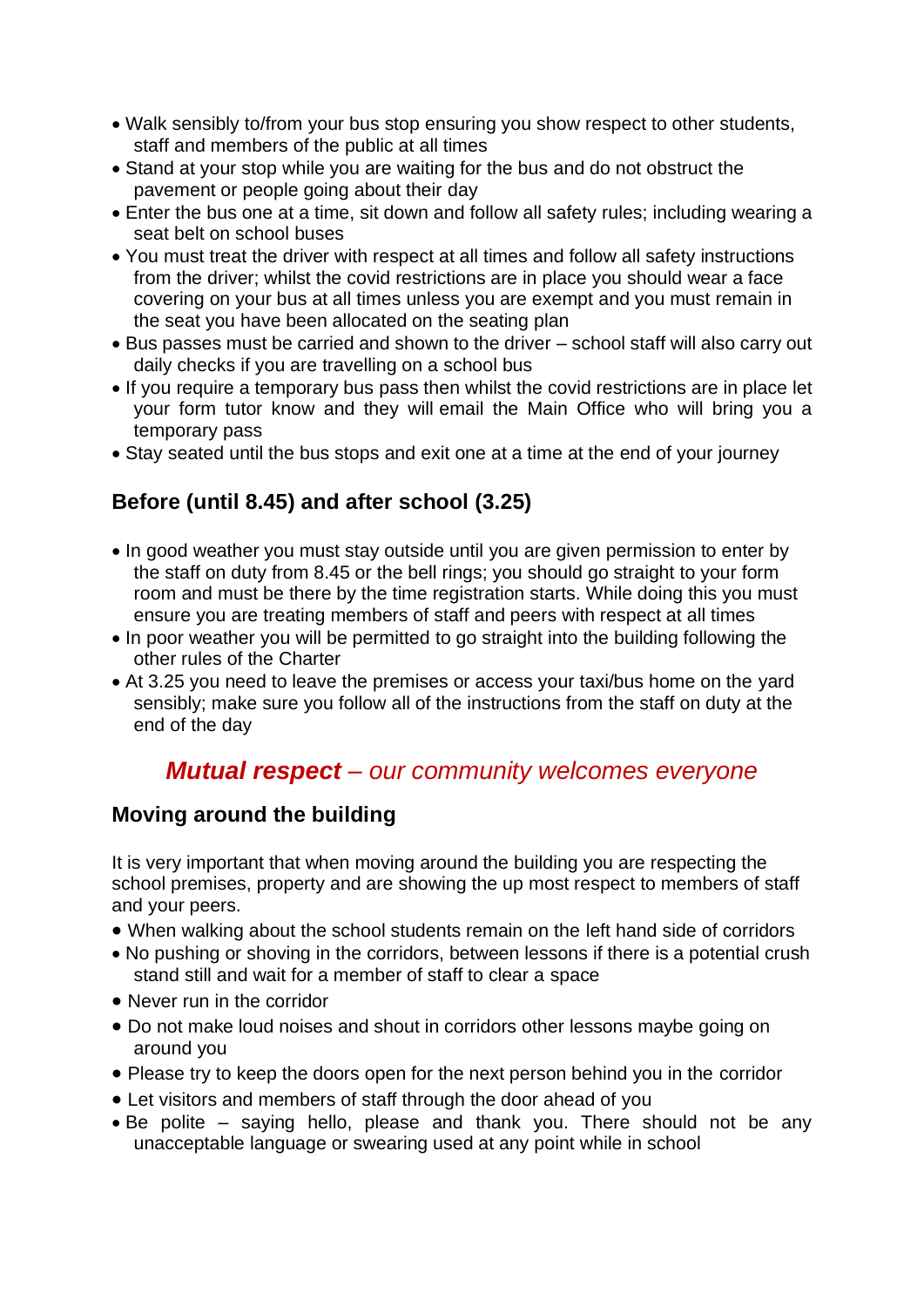- Walk sensibly to/from your bus stop ensuring you show respect to other students, staff and members of the public at all times
- Stand at your stop while you are waiting for the bus and do not obstruct the pavement or people going about their day
- Enter the bus one at a time, sit down and follow all safety rules; including wearing a seat belt on school buses
- You must treat the driver with respect at all times and follow all safety instructions from the driver; whilst the covid restrictions are in place you should wear a face covering on your bus at all times unless you are exempt and you must remain in the seat you have been allocated on the seating plan
- Bus passes must be carried and shown to the driver – school staff will also carry out daily checks if you are travelling on a school bus
- If you require a temporary bus pass then whilst the covid restrictions are in place let your form tutor know and they will email the Main Office who will bring you a temporary pass
- Stay seated until the bus stops and exit one at a time at the end of your journey

### Before (until 8.45) and after school (3.25)

- In good weather you must stay outside until you are given permission to enter by the staff on duty from 8.45 or the bell rings; you should go straight to your form room and must be there by the time registration starts. While doing this you must ensure you are treating members of staff and peers with respect at all times
- In poor weather you will be permitted to go straight into the building following the other rules of the Charter
- At 3.25 you need to leave the premises or access your taxi/bus home on the yard sensibly; make sure you follow all of the instructions from the staff on duty at the end of the day

## ***Mutual respect** – our community welcomes everyone*

### Moving around the building

It is very important that when moving around the building you are respecting the school premises, property and are showing the up most respect to members of staff and your peers.

- When walking about the school students remain on the left hand side of corridors
- No pushing or shoving in the corridors, between lessons if there is a potential crush stand still and wait for a member of staff to clear a space
- Never run in the corridor
- Do not make loud noises and shout in corridors other lessons maybe going on around you
- Please try to keep the doors open for the next person behind you in the corridor
- Let visitors and members of staff through the door ahead of you
- Be polite – saying hello, please and thank you. There should not be any unacceptable language or swearing used at any point while in school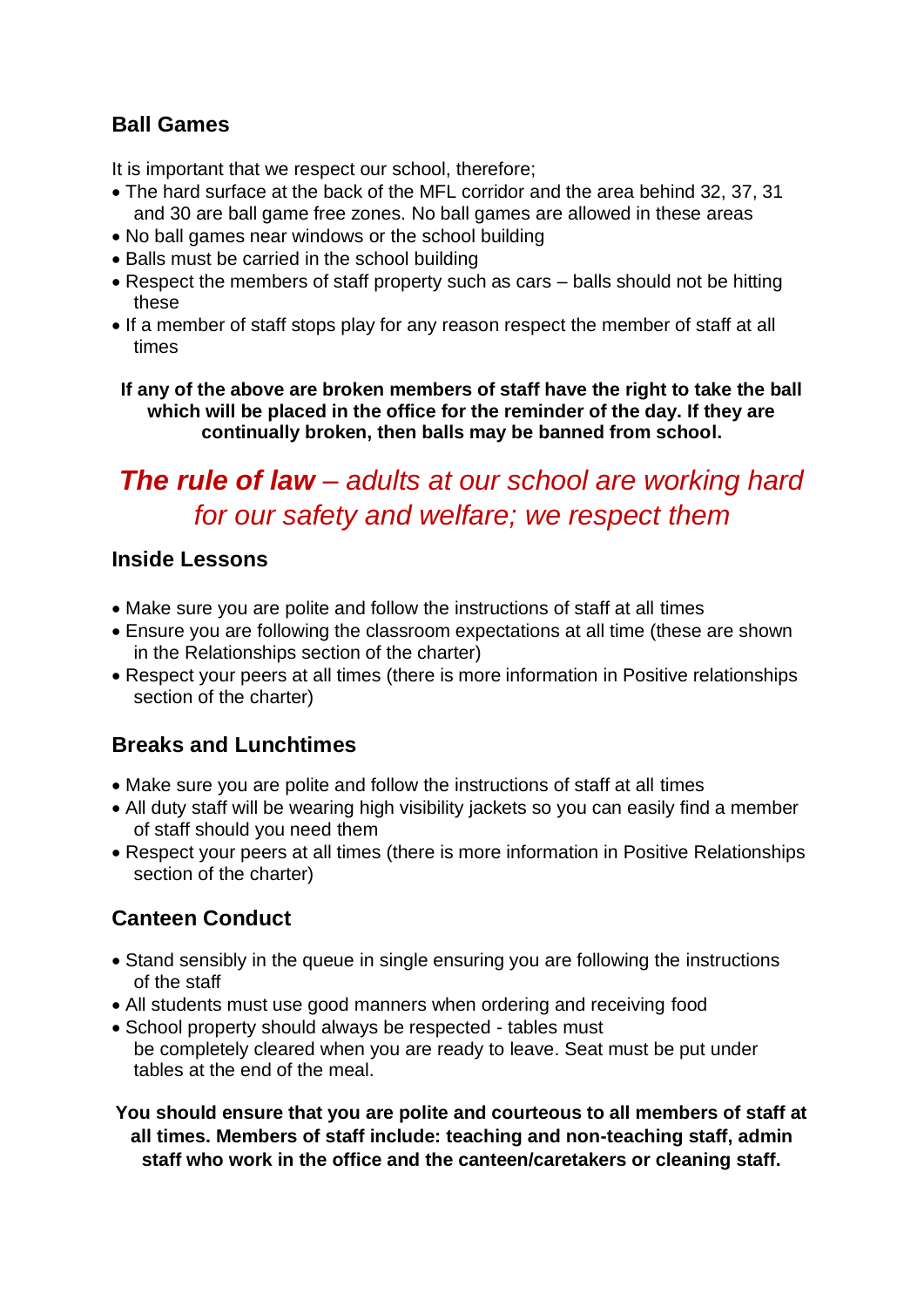## Ball Games

It is important that we respect our school, therefore;

- The hard surface at the back of the MFL corridor and the area behind 32, 37, 31 and 30 are ball game free zones. No ball games are allowed in these areas
- No ball games near windows or the school building
- Balls must be carried in the school building
- Respect the members of staff property such as cars – balls should not be hitting these
- If a member of staff stops play for any reason respect the member of staff at all times

**If any of the above are broken members of staff have the right to take the ball which will be placed in the office for the reminder of the day. If they are continually broken, then balls may be banned from school.**

## ***The rule of law*** *– adults at our school are working hard for our safety and welfare; we respect them*

## Inside Lessons

- Make sure you are polite and follow the instructions of staff at all times
- Ensure you are following the classroom expectations at all time (these are shown in the Relationships section of the charter)
- Respect your peers at all times (there is more information in Positive relationships section of the charter)

## Breaks and Lunchtimes

- Make sure you are polite and follow the instructions of staff at all times
- All duty staff will be wearing high visibility jackets so you can easily find a member of staff should you need them
- Respect your peers at all times (there is more information in Positive Relationships section of the charter)

## Canteen Conduct

- Stand sensibly in the queue in single ensuring you are following the instructions of the staff
- All students must use good manners when ordering and receiving food
- School property should always be respected - tables must be completely cleared when you are ready to leave. Seat must be put under tables at the end of the meal.

**You should ensure that you are polite and courteous to all members of staff at all times. Members of staff include: teaching and non-teaching staff, admin staff who work in the office and the canteen/caretakers or cleaning staff.**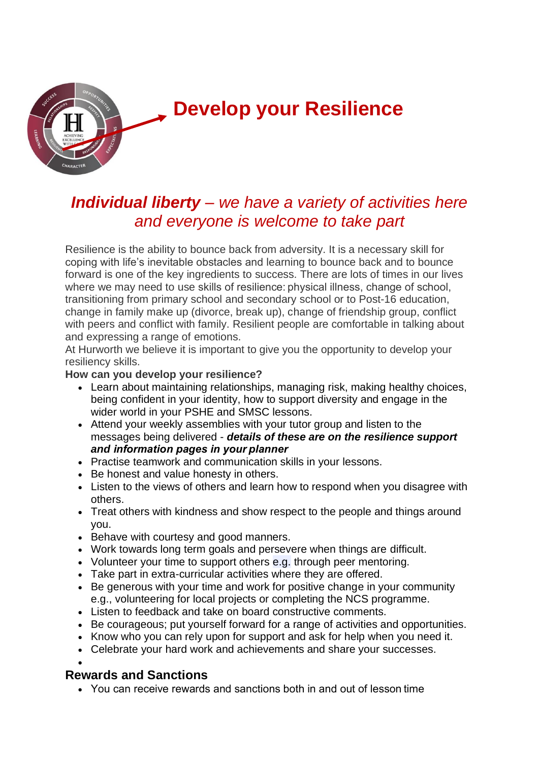# Develop your Resilience

## ***Individual liberty*** *– we have a variety of activities here and everyone is welcome to take part*

Resilience is the ability to bounce back from adversity. It is a necessary skill for coping with life's inevitable obstacles and learning to bounce back and to bounce forward is one of the key ingredients to success. There are lots of times in our lives where we may need to use skills of resilience: physical illness, change of school, transitioning from primary school and secondary school or to Post-16 education, change in family make up (divorce, break up), change of friendship group, conflict with peers and conflict with family. Resilient people are comfortable in talking about and expressing a range of emotions.

At Hurworth we believe it is important to give you the opportunity to develop your resiliency skills.

**How can you develop your resilience?**

- Learn about maintaining relationships, managing risk, making healthy choices, being confident in your identity, how to support diversity and engage in the wider world in your PSHE and SMSC lessons.
- Attend your weekly assemblies with your tutor group and listen to the messages being delivered - ***details of these are on the resilience support and information pages in your planner***
- Practise teamwork and communication skills in your lessons.
- Be honest and value honesty in others.
- Listen to the views of others and learn how to respond when you disagree with others.
- Treat others with kindness and show respect to the people and things around you.
- Behave with courtesy and good manners.
- Work towards long term goals and persevere when things are difficult.
- Volunteer your time to support others e.g. through peer mentoring.
- Take part in extra-curricular activities where they are offered.
- Be generous with your time and work for positive change in your community e.g., volunteering for local projects or completing the NCS programme.
- Listen to feedback and take on board constructive comments.
- Be courageous; put yourself forward for a range of activities and opportunities.
- Know who you can rely upon for support and ask for help when you need it.
- Celebrate your hard work and achievements and share your successes.

## Rewards and Sanctions

- You can receive rewards and sanctions both in and out of lesson time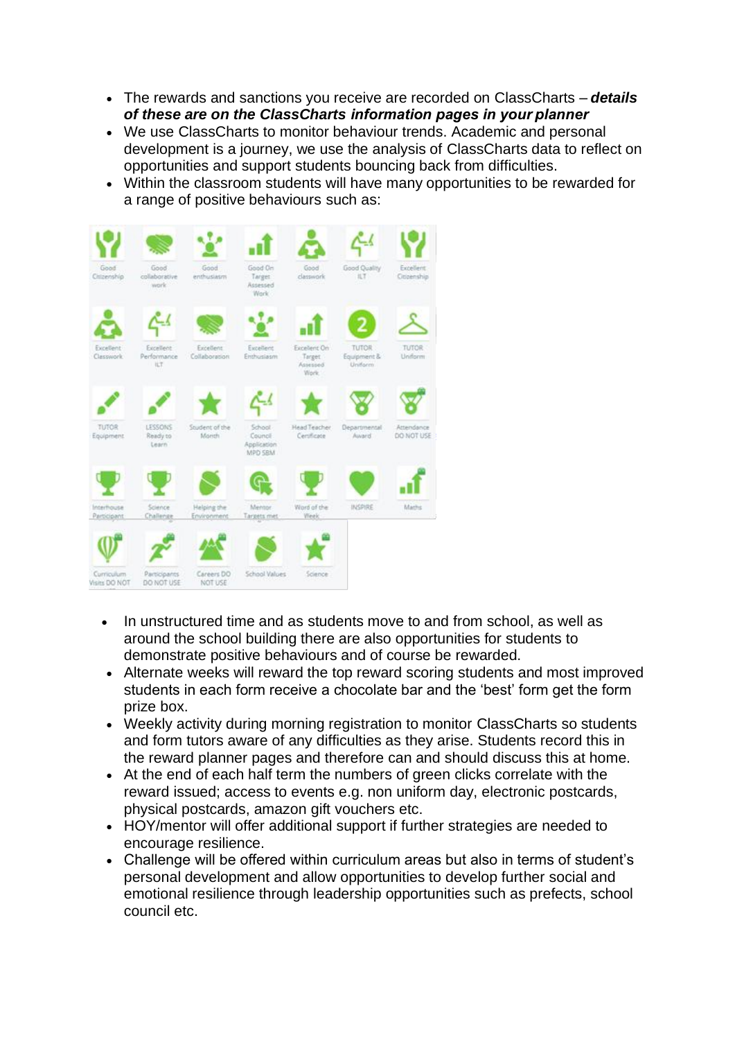- The rewards and sanctions you receive are recorded on ClassCharts – ***details of these are on the ClassCharts information pages in your planner***
- We use ClassCharts to monitor behaviour trends. Academic and personal development is a journey, we use the analysis of ClassCharts data to reflect on opportunities and support students bouncing back from difficulties.
- Within the classroom students will have many opportunities to be rewarded for a range of positive behaviours such as:

| | | | | | | |
|---|---|---|---|---|---|---|
| Good Citizenship | Good collaborative work | Good enthusiasm | Good On Target Assessed Work | Good classwork | Good Quality ILT | Excellent Citizenship |
| Excellent Classwork | Excellent Performance ILT | Excellent Collaboration | Excellent Enthusiasm | Excellent On Target Assessed Work | TUTOR Equipment & Uniform | TUTOR Uniform |
| TUTOR Equipment | LESSONS Ready to Learn | Student of the Month | School Council Application MPD SBM | Head Teacher Certificate | Departmental Award | Attendance DO NOT USE |
| Interhouse Participant | Science Challenge | Helping the Environment | Mentor Targets met | Word of the Week | INSPIRE | Maths |
| Curriculum Visits DO NOT | Participants DO NOT USE | Careers DO NOT USE | School Values | Science | | |

- In unstructured time and as students move to and from school, as well as around the school building there are also opportunities for students to demonstrate positive behaviours and of course be rewarded.
- Alternate weeks will reward the top reward scoring students and most improved students in each form receive a chocolate bar and the 'best' form get the form prize box.
- Weekly activity during morning registration to monitor ClassCharts so students and form tutors aware of any difficulties as they arise. Students record this in the reward planner pages and therefore can and should discuss this at home.
- At the end of each half term the numbers of green clicks correlate with the reward issued; access to events e.g. non uniform day, electronic postcards, physical postcards, amazon gift vouchers etc.
- HOY/mentor will offer additional support if further strategies are needed to encourage resilience.
- Challenge will be offered within curriculum areas but also in terms of student's personal development and allow opportunities to develop further social and emotional resilience through leadership opportunities such as prefects, school council etc.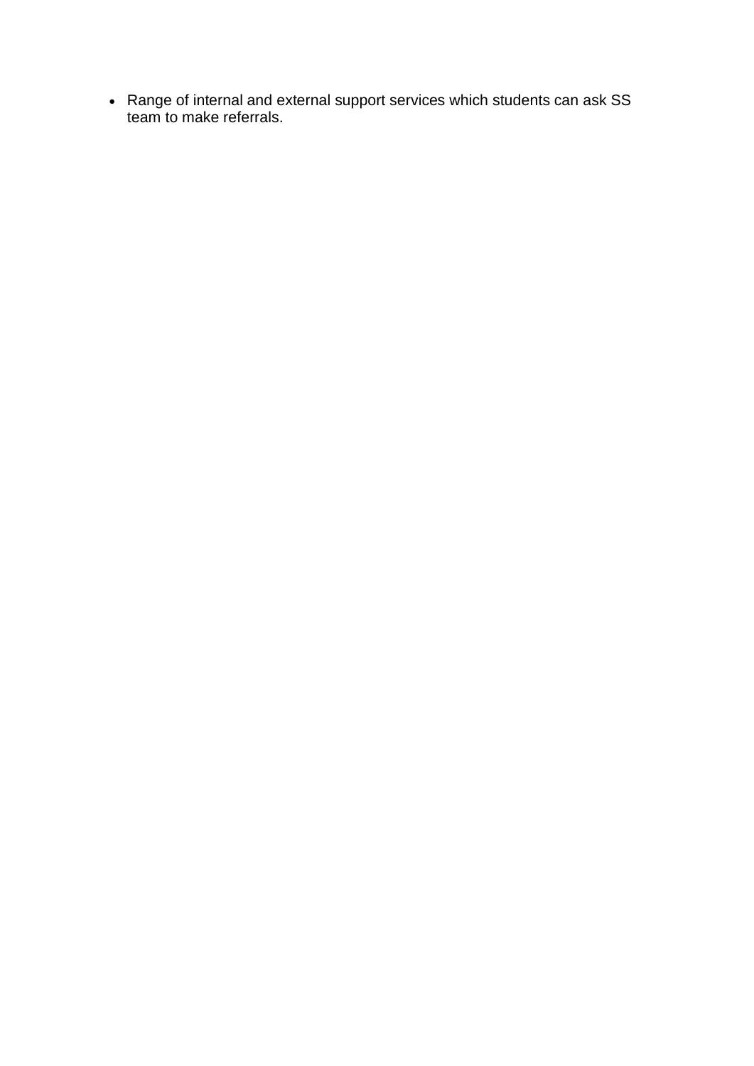- Range of internal and external support services which students can ask SS team to make referrals.